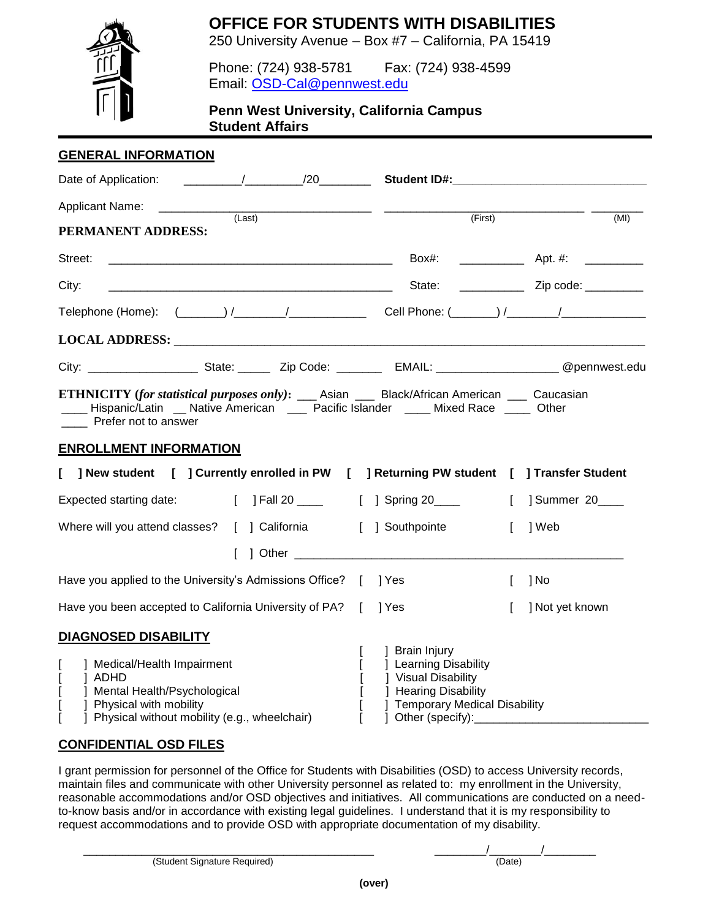# OFFICE FOR STUDENTS WITH DISABILITIES

250 University Avenue – Box #7 – California, PA 15419

Phone: (724) 938-5781 Fax: (724) 938-4599
Email: OSD-Cal@pennwest.edu

**Penn West University, California Campus**
**Student Affairs**

## GENERAL INFORMATION

Date of Application: ________/________/20________ **Student ID#:**_____________________________

Applicant Name: _______________________________ _____________________________ ________
(Last) (First) (MI)

**PERMANENT ADDRESS:**

Street: __________________________________________ Box#: __________ Apt. #: _________

City: __________________________________________ State: __________ Zip code: _________

Telephone (Home): (_______) /________/____________ Cell Phone: (_______) /________/_____________

**LOCAL ADDRESS:** ________________________________________________________________________

City: _________________ State: _____ Zip Code: _______ EMAIL: __________________@pennwest.edu

**ETHNICITY (*for statistical purposes only*):** ___ Asian ___ Black/African American ___ Caucasian
____ Hispanic/Latin __ Native American ___ Pacific Islander ____ Mixed Race ____ Other
____ Prefer not to answer

## ENROLLMENT INFORMATION

**[ ] New student [ ] Currently enrolled in PW [ ] Returning PW student [ ] Transfer Student**

Expected starting date: [ ] Fall 20 ____ [ ] Spring 20____ [ ] Summer 20____

Where will you attend classes? [ ] California [ ] Southpointe [ ] Web

[ ] Other ___________________________________________________

Have you applied to the University's Admissions Office? [ ] Yes [ ] No

Have you been accepted to California University of PA? [ ] Yes [ ] Not yet known

## DIAGNOSED DISABILITY

[ ] Medical/Health Impairment
[ ] ADHD
[ ] Mental Health/Psychological
[ ] Physical with mobility
[ ] Physical without mobility (e.g., wheelchair)
[ ] Brain Injury
[ ] Learning Disability
[ ] Visual Disability
[ ] Hearing Disability
[ ] Temporary Medical Disability
[ ] Other (specify):__________________________

## CONFIDENTIAL OSD FILES

I grant permission for personnel of the Office for Students with Disabilities (OSD) to access University records, maintain files and communicate with other University personnel as related to: my enrollment in the University, reasonable accommodations and/or OSD objectives and initiatives. All communications are conducted on a need-to-know basis and/or in accordance with existing legal guidelines. I understand that it is my responsibility to request accommodations and to provide OSD with appropriate documentation of my disability.

_____________________________________________ ________/________/________
(Student Signature Required) (Date)

**(over)**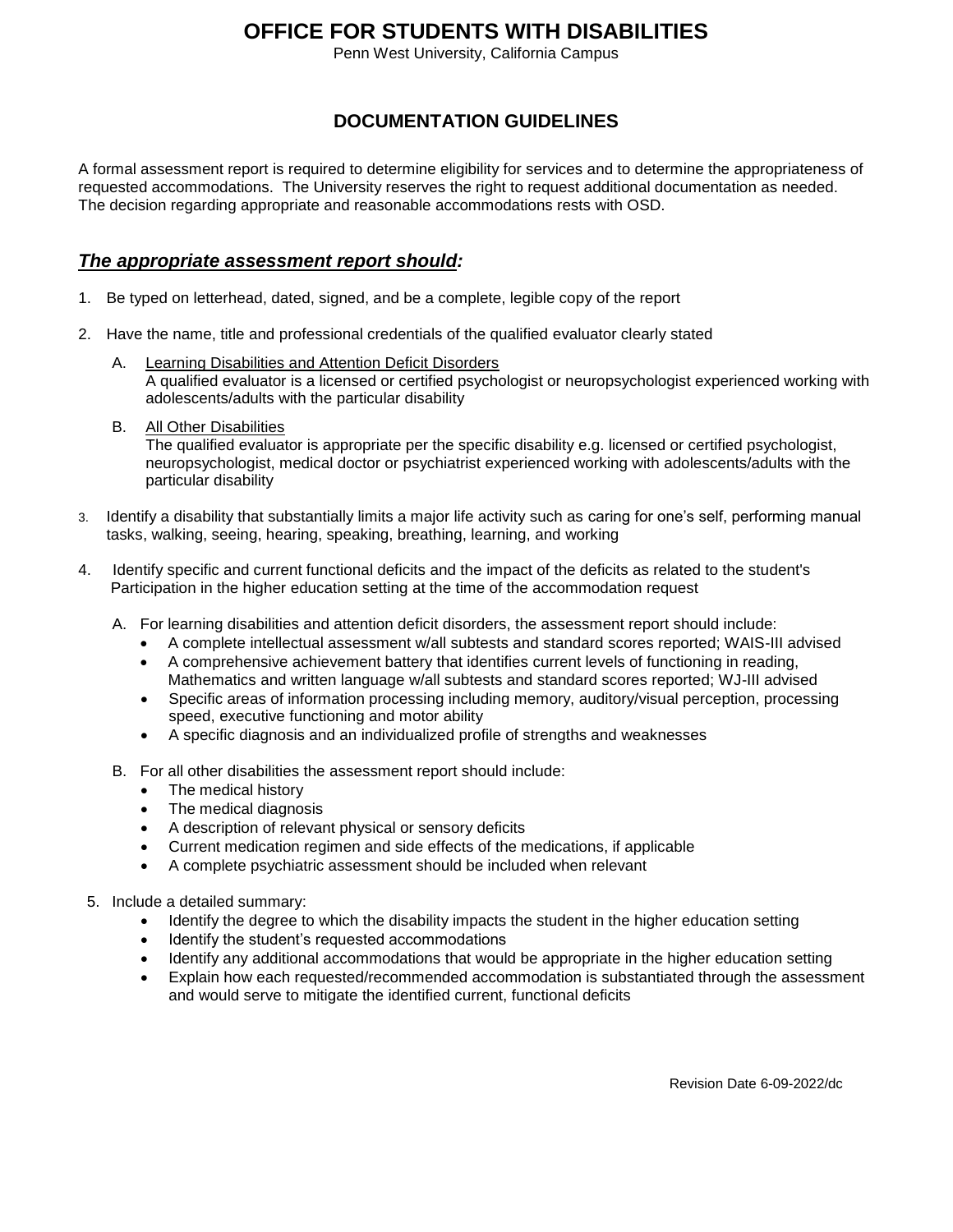# OFFICE FOR STUDENTS WITH DISABILITIES

Penn West University, California Campus

## DOCUMENTATION GUIDELINES

A formal assessment report is required to determine eligibility for services and to determine the appropriateness of requested accommodations. The University reserves the right to request additional documentation as needed. The decision regarding appropriate and reasonable accommodations rests with OSD.

### ***The appropriate assessment report should:***

1. Be typed on letterhead, dated, signed, and be a complete, legible copy of the report
2. Have the name, title and professional credentials of the qualified evaluator clearly stated
   A. Learning Disabilities and Attention Deficit Disorders
      A qualified evaluator is a licensed or certified psychologist or neuropsychologist experienced working with adolescents/adults with the particular disability
   B. All Other Disabilities
      The qualified evaluator is appropriate per the specific disability e.g. licensed or certified psychologist, neuropsychologist, medical doctor or psychiatrist experienced working with adolescents/adults with the particular disability
3. Identify a disability that substantially limits a major life activity such as caring for one's self, performing manual tasks, walking, seeing, hearing, speaking, breathing, learning, and working
4. Identify specific and current functional deficits and the impact of the deficits as related to the student's Participation in the higher education setting at the time of the accommodation request
   A. For learning disabilities and attention deficit disorders, the assessment report should include:
      - A complete intellectual assessment w/all subtests and standard scores reported; WAIS-III advised
      - A comprehensive achievement battery that identifies current levels of functioning in reading, Mathematics and written language w/all subtests and standard scores reported; WJ-III advised
      - Specific areas of information processing including memory, auditory/visual perception, processing speed, executive functioning and motor ability
      - A specific diagnosis and an individualized profile of strengths and weaknesses
   B. For all other disabilities the assessment report should include:
      - The medical history
      - The medical diagnosis
      - A description of relevant physical or sensory deficits
      - Current medication regimen and side effects of the medications, if applicable
      - A complete psychiatric assessment should be included when relevant
5. Include a detailed summary:
   - Identify the degree to which the disability impacts the student in the higher education setting
   - Identify the student's requested accommodations
   - Identify any additional accommodations that would be appropriate in the higher education setting
   - Explain how each requested/recommended accommodation is substantiated through the assessment and would serve to mitigate the identified current, functional deficits

Revision Date 6-09-2022/dc